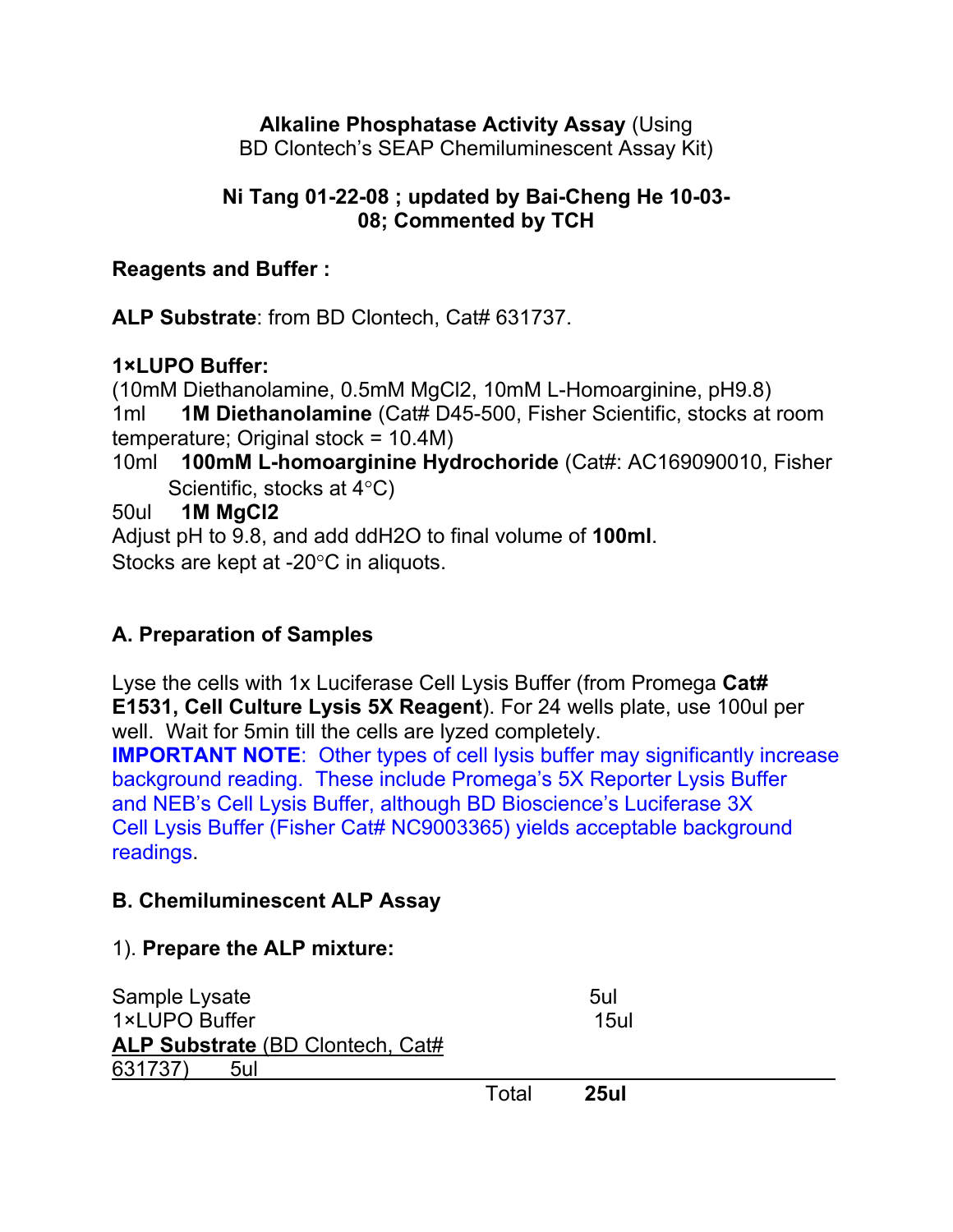**Alkaline Phosphatase Activity Assay** (Using BD Clontech's SEAP Chemiluminescent Assay Kit)

**Ni Tang 01-22-08 ; updated by Bai-Cheng He 10-03-08; Commented by TCH**

**Reagents and Buffer :**

**ALP Substrate**: from BD Clontech, Cat# 631737.

**1×LUPO Buffer:**
(10mM Diethanolamine, 0.5mM $MgCl_2$, 10mM L-Homoarginine, pH9.8)
1ml **1M Diethanolamine** (Cat# D45-500, Fisher Scientific, stocks at room temperature; Original stock = 10.4M)
10ml **100mM L-homoarginine Hydrochoride** (Cat#: AC169090010, Fisher Scientific, stocks at 4°C)
50ul **1M $MgCl_2$**
Adjust pH to 9.8, and add ddH2O to final volume of **100ml**.
Stocks are kept at -20°C in aliquots.

**A. Preparation of Samples**

Lyse the cells with 1x Luciferase Cell Lysis Buffer (from Promega **Cat# E1531, Cell Culture Lysis 5X Reagent**). For 24 wells plate, use 100ul per well. Wait for 5min till the cells are lyzed completely.
**IMPORTANT NOTE**: Other types of cell lysis buffer may significantly increase background reading. These include Promega's 5X Reporter Lysis Buffer and NEB's Cell Lysis Buffer, although BD Bioscience's Luciferase 3X Cell Lysis Buffer (Fisher Cat# NC9003365) yields acceptable background readings.

**B. Chemiluminescent ALP Assay**

1). **Prepare the ALP mixture:**

| | |
|---|---|
| Sample Lysate | 5ul |
| 1×LUPO Buffer | 15ul |
| **ALP Substrate** (BD Clontech, Cat# 631737) | 5ul |
| Total | **25ul** |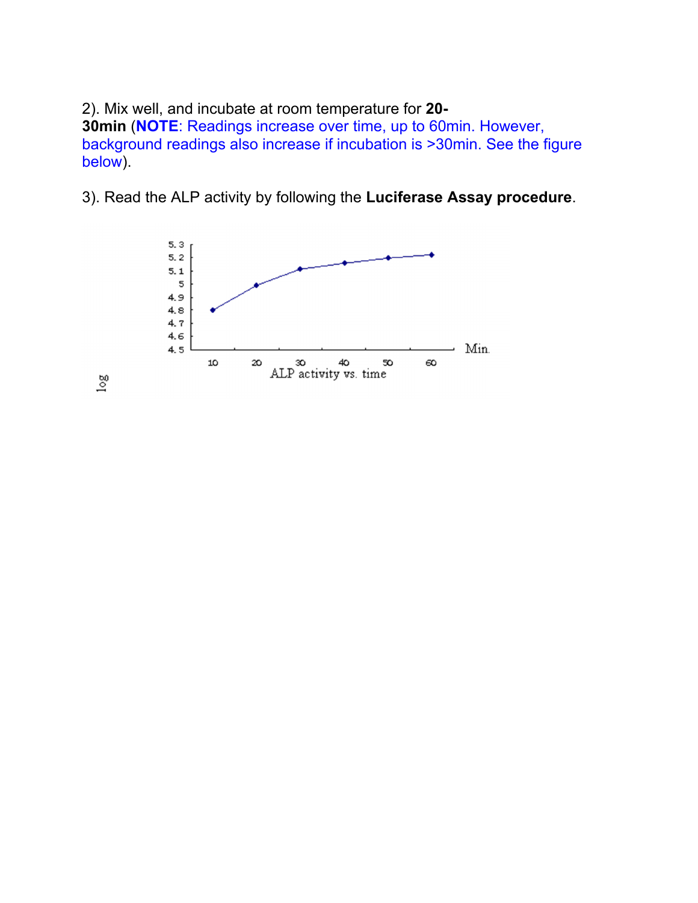2). Mix well, and incubate at room temperature for **20-30min** (**NOTE**: Readings increase over time, up to 60min. However, background readings also increase if incubation is >30min. See the figure below).

3). Read the ALP activity by following the **Luciferase Assay procedure**.

5.3
5.2
5.1
5
4.9
4.8
4.7
4.6
4.5

10 20 30 40 50 60 Min.

ALP activity vs. time

log